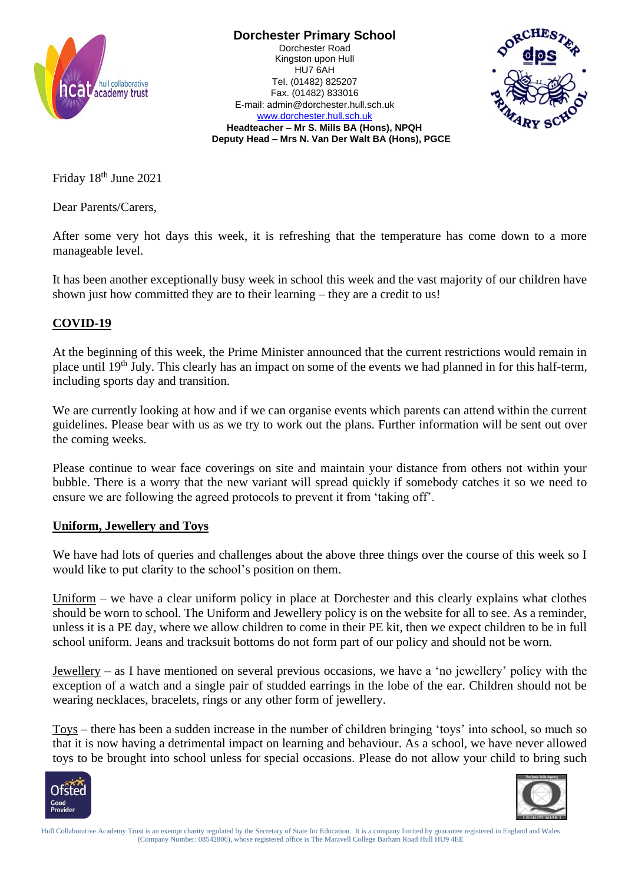**Dorchester Primary School**
Dorchester Road
Kingston upon Hull
HU7 6AH
Tel. (01482) 825207
Fax. (01482) 833016
E-mail: admin@dorchester.hull.sch.uk
www.dorchester.hull.sch.uk
**Headteacher – Mr S. Mills BA (Hons), NPQH**
**Deputy Head – Mrs N. Van Der Walt BA (Hons), PGCE**

Friday 18th June 2021

Dear Parents/Carers,

After some very hot days this week, it is refreshing that the temperature has come down to a more manageable level.

It has been another exceptionally busy week in school this week and the vast majority of our children have shown just how committed they are to their learning – they are a credit to us!

## COVID-19

At the beginning of this week, the Prime Minister announced that the current restrictions would remain in place until 19th July. This clearly has an impact on some of the events we had planned in for this half-term, including sports day and transition.

We are currently looking at how and if we can organise events which parents can attend within the current guidelines. Please bear with us as we try to work out the plans. Further information will be sent out over the coming weeks.

Please continue to wear face coverings on site and maintain your distance from others not within your bubble. There is a worry that the new variant will spread quickly if somebody catches it so we need to ensure we are following the agreed protocols to prevent it from 'taking off'.

## Uniform, Jewellery and Toys

We have had lots of queries and challenges about the above three things over the course of this week so I would like to put clarity to the school's position on them.

Uniform – we have a clear uniform policy in place at Dorchester and this clearly explains what clothes should be worn to school. The Uniform and Jewellery policy is on the website for all to see. As a reminder, unless it is a PE day, where we allow children to come in their PE kit, then we expect children to be in full school uniform. Jeans and tracksuit bottoms do not form part of our policy and should not be worn.

Jewellery – as I have mentioned on several previous occasions, we have a 'no jewellery' policy with the exception of a watch and a single pair of studded earrings in the lobe of the ear. Children should not be wearing necklaces, bracelets, rings or any other form of jewellery.

Toys – there has been a sudden increase in the number of children bringing 'toys' into school, so much so that it is now having a detrimental impact on learning and behaviour. As a school, we have never allowed toys to be brought into school unless for special occasions. Please do not allow your child to bring such

Hull Collaborative Academy Trust is an exempt charity regulated by the Secretary of State for Education. It is a company limited by guarantee registered in England and Wales (Company Number: 08542806), whose registered office is The Maravell College Barham Road Hull HU9 4EE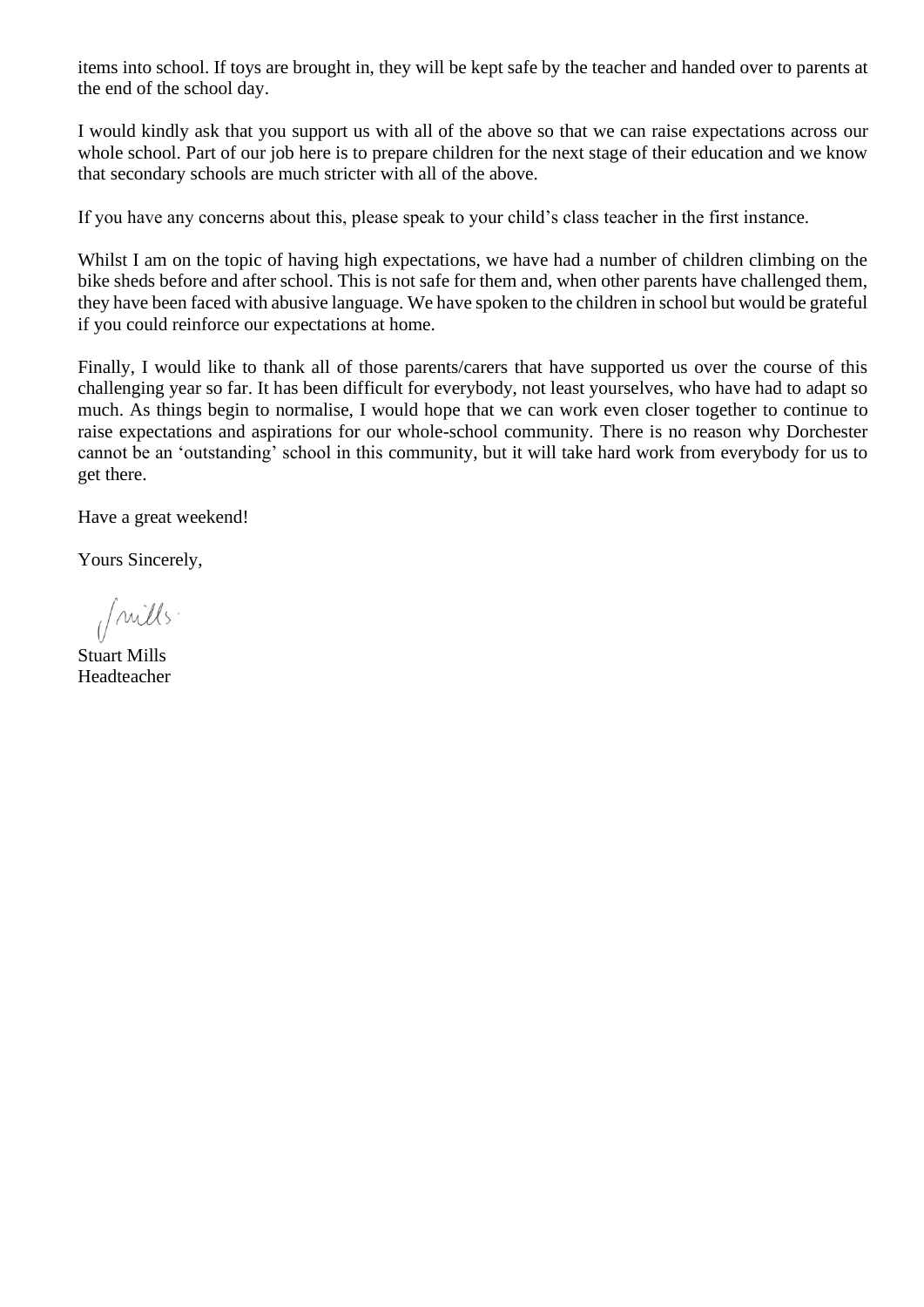items into school. If toys are brought in, they will be kept safe by the teacher and handed over to parents at the end of the school day.

I would kindly ask that you support us with all of the above so that we can raise expectations across our whole school. Part of our job here is to prepare children for the next stage of their education and we know that secondary schools are much stricter with all of the above.

If you have any concerns about this, please speak to your child's class teacher in the first instance.

Whilst I am on the topic of having high expectations, we have had a number of children climbing on the bike sheds before and after school. This is not safe for them and, when other parents have challenged them, they have been faced with abusive language. We have spoken to the children in school but would be grateful if you could reinforce our expectations at home.

Finally, I would like to thank all of those parents/carers that have supported us over the course of this challenging year so far. It has been difficult for everybody, not least yourselves, who have had to adapt so much. As things begin to normalise, I would hope that we can work even closer together to continue to raise expectations and aspirations for our whole-school community. There is no reason why Dorchester cannot be an 'outstanding' school in this community, but it will take hard work from everybody for us to get there.

Have a great weekend!

Yours Sincerely,

Stuart Mills
Headteacher